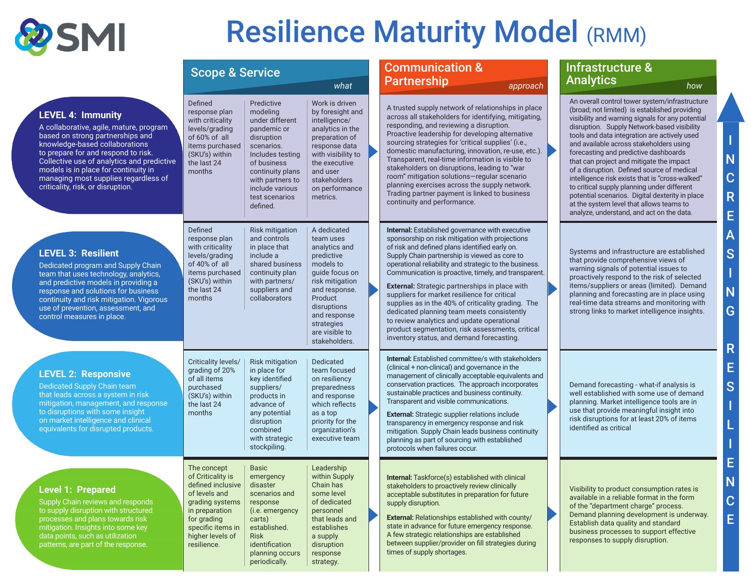# Resilience Maturity Model (RMM)

SMI

| Level | Scope & Service (*what*) | | | Communication & Partnership (*approach*) | Infrastructure & Analytics (*how*) |
|---|---|---|---|---|---|
| **LEVEL 4: Immunity** A collaborative, agile, mature, program based on strong partnerships and knowledge-based collaborations to prepare for and respond to risk. Collective use of analytics and predictive models is in place for continuity in managing most supplies regardless of criticality, risk, or disruption. | Defined response plan with criticality levels/grading of 60% of all items purchased (SKU's) within the last 24 months | Predictive modeling under different pandemic or disruption scenarios. Includes testing of business continuity plans with partners to include various test scenarios defined. | Work is driven by foresight and intelligence/ analytics in the preparation of response data with visibility to the executive and user stakeholders on performance metrics. | A trusted supply network of relationships in place across all stakeholders for identifying, mitigating, responding, and reviewing a disruption. Proactive leadership for developing alternative sourcing strategies for 'critical supplies' (i.e., domestic manufacturing, innovation, re-use, etc.). Transparent, real-time information is visible to stakeholders on disruptions, leading to "war room" mitigation solutions—regular scenario planning exercises across the supply network. Trading partner payment is linked to business continuity and performance. | An overall control tower system/infrastructure (broad; not limited) is established providing visibility and warning signals for any potential disruption. Supply Network-based visibility tools and data integration are actively used and available across stakeholders using forecasting and predictive dashboards that can project and mitigate the impact of a disruption. Defined source of medical intelligence risk exists that is "cross-walked" to critical supply planning under different potential scenarios. Digital dexterity in place at the system level that allows teams to analyze, understand, and act on the data. |
| **LEVEL 3: Resilient** Dedicated program and Supply Chain team that uses technology, analytics, and predictive models in providing a response and solutions for business continuity and risk mitigation. Vigorous use of prevention, assessment, and control measures in place. | Defined response plan with criticality levels/grading of 40% of all items purchased (SKU's) within the last 24 months | Risk mitigation and controls in place that include a shared business continuity plan with partners/ suppliers and collaborators | A dedicated team uses analytics and predictive models to guide focus on risk mitigation and response. Product disruptions and response strategies are visible to stakeholders. | **Internal:** Established governance with executive sponsorship on risk mitigation with projections of risk and defined plans identified early on. Supply Chain partnership is viewed as core to operational reliability and strategic to the business. Communication is proactive, timely, and transparent. **External:** Strategic partnerships in place with suppliers for market resilience for critical supplies as in the 40% of criticality grading. The dedicated planning team meets consistently to review analytics and update operational product segmentation, risk assessments, critical inventory status, and demand forecasting. | Systems and infrastructure are established that provide comprehensive views of warning signals of potential issues to proactively respond to the risk of selected items/suppliers or areas (limited). Demand planning and forecasting are in place using real-time data streams and monitoring with strong links to market intelligence insights. |
| **LEVEL 2: Responsive** Dedicated Supply Chain team that leads across a system in risk mitigation, management, and response to supply disruptions with some insight on market intelligence and clinical equivalents for disrupted products. | Criticality levels/ grading of 20% of all items purchased (SKU's) within the last 24 months | Risk mitigation in place for key identified suppliers/ products in advance of any potential disruption combined with strategic stockpiling. | Dedicated team focused on resiliency preparedness and response which reflects as a top priority for the organization's executive team | **Internal:** Established committee/s with stakeholders (clinical + non-clinical) and governance in the management of clinically acceptable equivalents and conservation practices. The approach incorporates sustainable practices and business continuity. Transparent and visible communications. **External:** Strategic supplier relations include transparency in emergency response and risk mitigation. Supply Chain leads business continuity planning as part of sourcing with established protocols when failures occur. | Demand forecasting - what-if analysis is well established with some use of demand planning. Market intelligence tools are in use that provide meaningful insight into risk disruptions for at least 20% of items identified as critical |
| **Level 1: Prepared** Supply Chain reviews and responds to supply disruption with structured processes and plans towards risk mitigation. Insights into some key data points, such as utilization patterns, are part of the response. | The concept of Criticality is defined inclusive of levels and grading systems in preparation for grading specific items in higher levels of resilience. | Basic emergency disaster scenarios and response (i.e. emergency carts) established. Risk identification planning occurs periodically. | Leadership within Supply Chain has some level of dedicated personnel that leads and establishes a supply disruption response strategy. | **Internal:** Taskforce(s) established with clinical stakeholders to proactively review clinically acceptable substitutes in preparation for future supply disruption. **External:** Relationships established with county/ state in advance for future emergency response. A few strategic relationships are established between supplier/provider on fill strategies during times of supply shortages. | Visibility to product consumption rates is available in a reliable format in the form of the "department charge" process. Demand planning development is underway. Establish data quality and standard business processes to support effective responses to supply disruption. |

INCREASING RESILIENCE ↑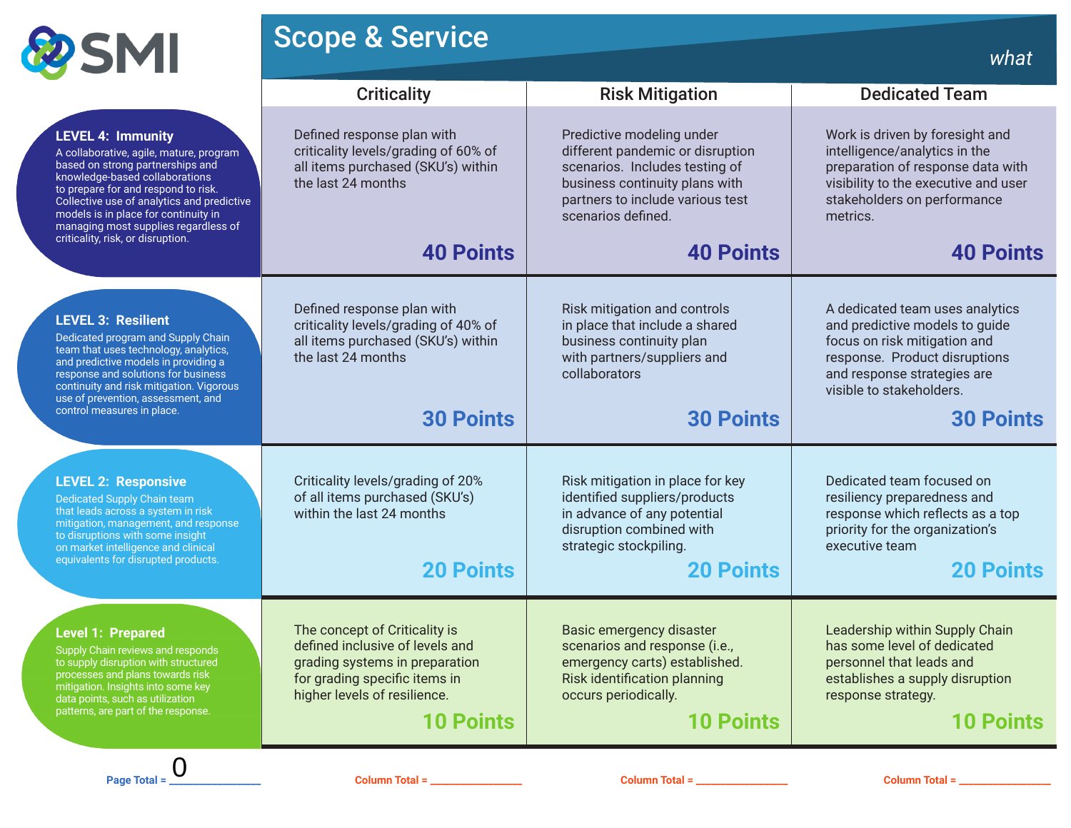# Scope & Service

*what*

| Level | Criticality | Risk Mitigation | Dedicated Team |
|---|---|---|---|
| **LEVEL 4: Immunity** A collaborative, agile, mature, program based on strong partnerships and knowledge-based collaborations to prepare for and respond to risk. Collective use of analytics and predictive models is in place for continuity in managing most supplies regardless of criticality, risk, or disruption. | Defined response plan with criticality levels/grading of 60% of all items purchased (SKU's) within the last 24 months **40 Points** | Predictive modeling under different pandemic or disruption scenarios. Includes testing of business continuity plans with partners to include various test scenarios defined. **40 Points** | Work is driven by foresight and intelligence/analytics in the preparation of response data with visibility to the executive and user stakeholders on performance metrics. **40 Points** |
| **LEVEL 3: Resilient** Dedicated program and Supply Chain team that uses technology, analytics, and predictive models in providing a response and solutions for business continuity and risk mitigation. Vigorous use of prevention, assessment, and control measures in place. | Defined response plan with criticality levels/grading of 40% of all items purchased (SKU's) within the last 24 months **30 Points** | Risk mitigation and controls in place that include a shared business continuity plan with partners/suppliers and collaborators **30 Points** | A dedicated team uses analytics and predictive models to guide focus on risk mitigation and response. Product disruptions and response strategies are visible to stakeholders. **30 Points** |
| **LEVEL 2: Responsive** Dedicated Supply Chain team that leads across a system in risk mitigation, management, and response to disruptions with some insight on market intelligence and clinical equivalents for disrupted products. | Criticality levels/grading of 20% of all items purchased (SKU's) within the last 24 months **20 Points** | Risk mitigation in place for key identified suppliers/products in advance of any potential disruption combined with strategic stockpiling. **20 Points** | Dedicated team focused on resiliency preparedness and response which reflects as a top priority for the organization's executive team **20 Points** |
| **Level 1: Prepared** Supply Chain reviews and responds to supply disruption with structured processes and plans towards risk mitigation. Insights into some key data points, such as utilization patterns, are part of the response. | The concept of Criticality is defined inclusive of levels and grading systems in preparation for grading specific items in higher levels of resilience. **10 Points** | Basic emergency disaster scenarios and response (i.e., emergency carts) established. Risk identification planning occurs periodically. **10 Points** | Leadership within Supply Chain has some level of dedicated personnel that leads and establishes a supply disruption response strategy. **10 Points** |
| Page Total = 0 | Column Total = ________ | Column Total = ________ | Column Total = ________ |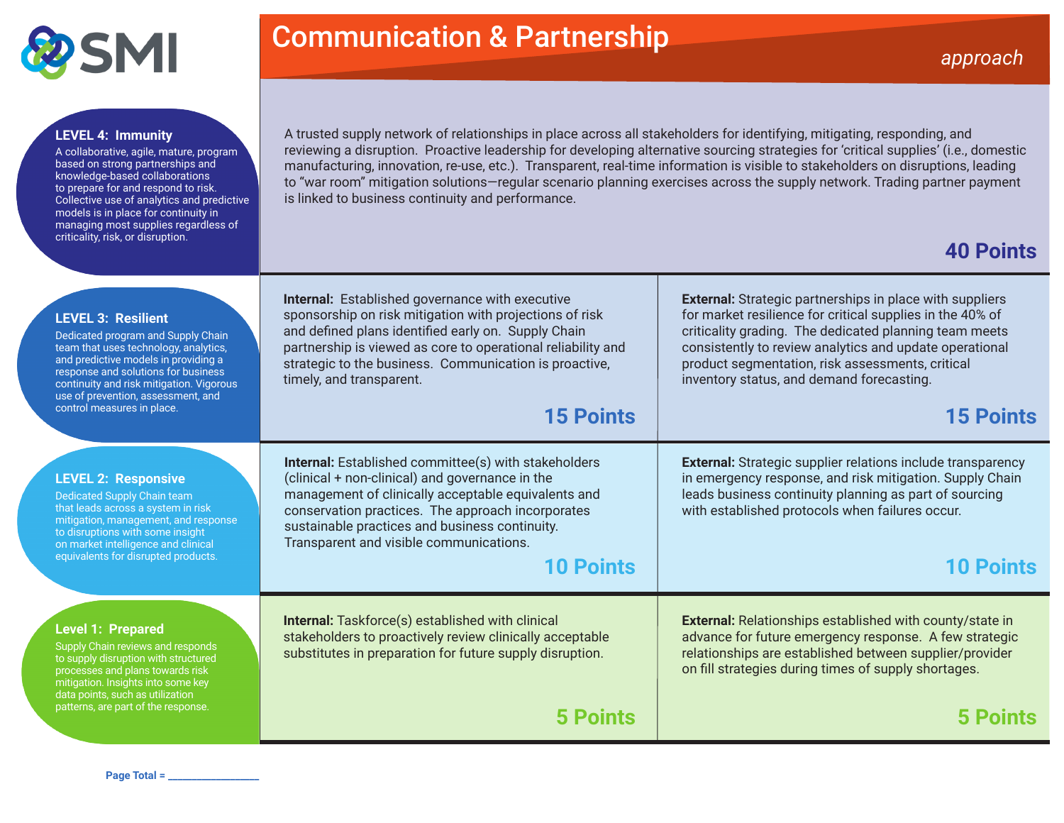SMI

# Communication & Partnership

*approach*

### LEVEL 4: Immunity

A collaborative, agile, mature, program based on strong partnerships and knowledge-based collaborations to prepare for and respond to risk. Collective use of analytics and predictive models is in place for continuity in managing most supplies regardless of criticality, risk, or disruption.

A trusted supply network of relationships in place across all stakeholders for identifying, mitigating, responding, and reviewing a disruption. Proactive leadership for developing alternative sourcing strategies for 'critical supplies' (i.e., domestic manufacturing, innovation, re-use, etc.). Transparent, real-time information is visible to stakeholders on disruptions, leading to "war room" mitigation solutions—regular scenario planning exercises across the supply network. Trading partner payment is linked to business continuity and performance.

**40 Points**

### LEVEL 3: Resilient

Dedicated program and Supply Chain team that uses technology, analytics, and predictive models in providing a response and solutions for business continuity and risk mitigation. Vigorous use of prevention, assessment, and control measures in place.

**Internal:** Established governance with executive sponsorship on risk mitigation with projections of risk and defined plans identified early on. Supply Chain partnership is viewed as core to operational reliability and strategic to the business. Communication is proactive, timely, and transparent.

**15 Points**

**External:** Strategic partnerships in place with suppliers for market resilience for critical supplies in the 40% of criticality grading. The dedicated planning team meets consistently to review analytics and update operational product segmentation, risk assessments, critical inventory status, and demand forecasting.

**15 Points**

### LEVEL 2: Responsive

Dedicated Supply Chain team that leads across a system in risk mitigation, management, and response to disruptions with some insight on market intelligence and clinical equivalents for disrupted products.

**Internal:** Established committee(s) with stakeholders (clinical + non-clinical) and governance in the management of clinically acceptable equivalents and conservation practices. The approach incorporates sustainable practices and business continuity. Transparent and visible communications.

**10 Points**

**External:** Strategic supplier relations include transparency in emergency response, and risk mitigation. Supply Chain leads business continuity planning as part of sourcing with established protocols when failures occur.

**10 Points**

### Level 1: Prepared

Supply Chain reviews and responds to supply disruption with structured processes and plans towards risk mitigation. Insights into some key data points, such as utilization patterns, are part of the response.

**Internal:** Taskforce(s) established with clinical stakeholders to proactively review clinically acceptable substitutes in preparation for future supply disruption.

**5 Points**

**External:** Relationships established with county/state in advance for future emergency response. A few strategic relationships are established between supplier/provider on fill strategies during times of supply shortages.

**5 Points**

Page Total = ________________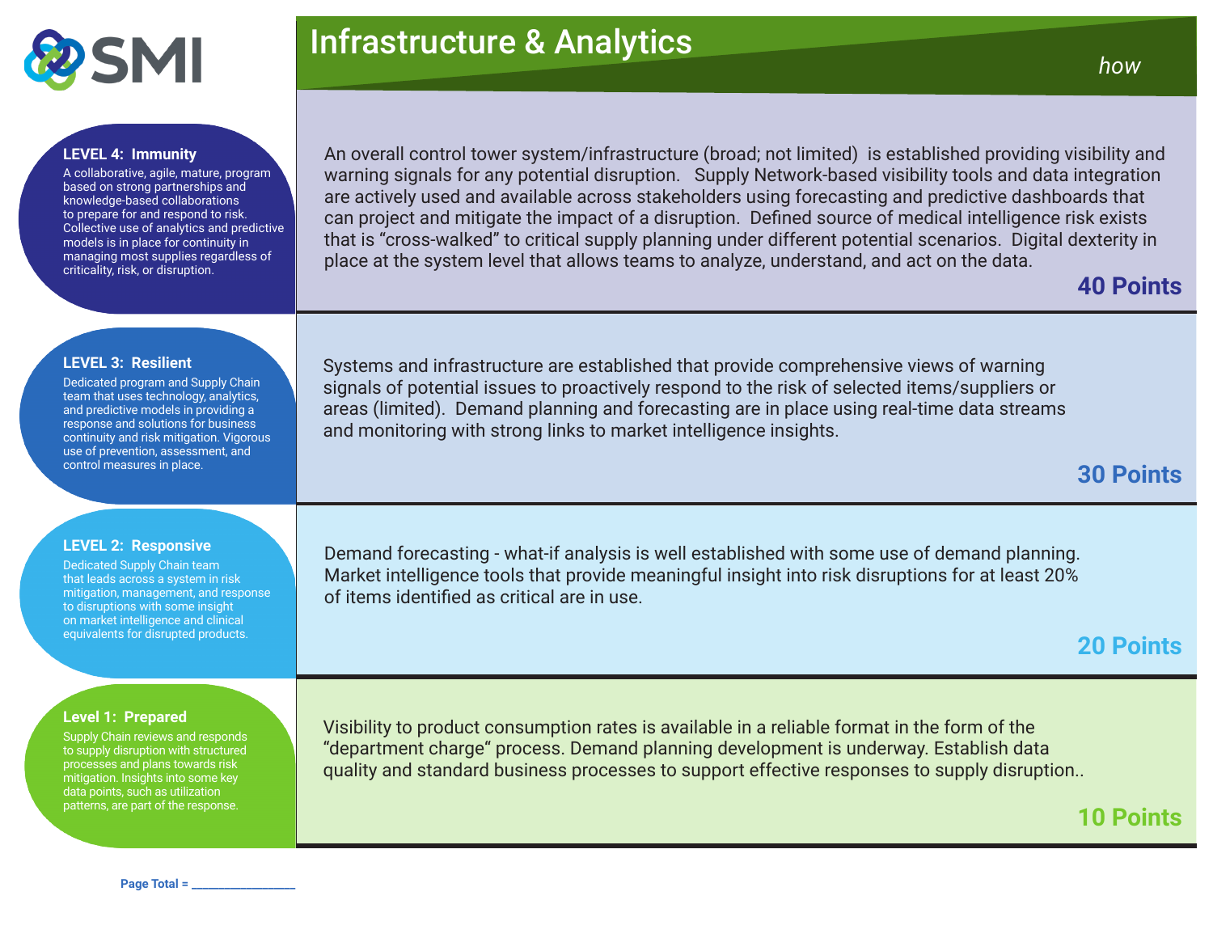# Infrastructure & Analytics

*how*

| Level | Description | Points |
| --- | --- | --- |
| **LEVEL 4: Immunity**<br>A collaborative, agile, mature, program based on strong partnerships and knowledge-based collaborations to prepare for and respond to risk. Collective use of analytics and predictive models is in place for continuity in managing most supplies regardless of criticality, risk, or disruption. | An overall control tower system/infrastructure (broad; not limited) is established providing visibility and warning signals for any potential disruption. Supply Network-based visibility tools and data integration are actively used and available across stakeholders using forecasting and predictive dashboards that can project and mitigate the impact of a disruption. Defined source of medical intelligence risk exists that is "cross-walked" to critical supply planning under different potential scenarios. Digital dexterity in place at the system level that allows teams to analyze, understand, and act on the data. | **40 Points** |
| **LEVEL 3: Resilient**<br>Dedicated program and Supply Chain team that uses technology, analytics, and predictive models in providing a response and solutions for business continuity and risk mitigation. Vigorous use of prevention, assessment, and control measures in place. | Systems and infrastructure are established that provide comprehensive views of warning signals of potential issues to proactively respond to the risk of selected items/suppliers or areas (limited). Demand planning and forecasting are in place using real-time data streams and monitoring with strong links to market intelligence insights. | **30 Points** |
| **LEVEL 2: Responsive**<br>Dedicated Supply Chain team that leads across a system in risk mitigation, management, and response to disruptions with some insight on market intelligence and clinical equivalents for disrupted products. | Demand forecasting - what-if analysis is well established with some use of demand planning. Market intelligence tools that provide meaningful insight into risk disruptions for at least 20% of items identified as critical are in use. | **20 Points** |
| **Level 1: Prepared**<br>Supply Chain reviews and responds to supply disruption with structured processes and plans towards risk mitigation. Insights into some key data points, such as utilization patterns, are part of the response. | Visibility to product consumption rates is available in a reliable format in the form of the "department charge" process. Demand planning development is underway. Establish data quality and standard business processes to support effective responses to supply disruption.. | **10 Points** |

**Page Total = ________________**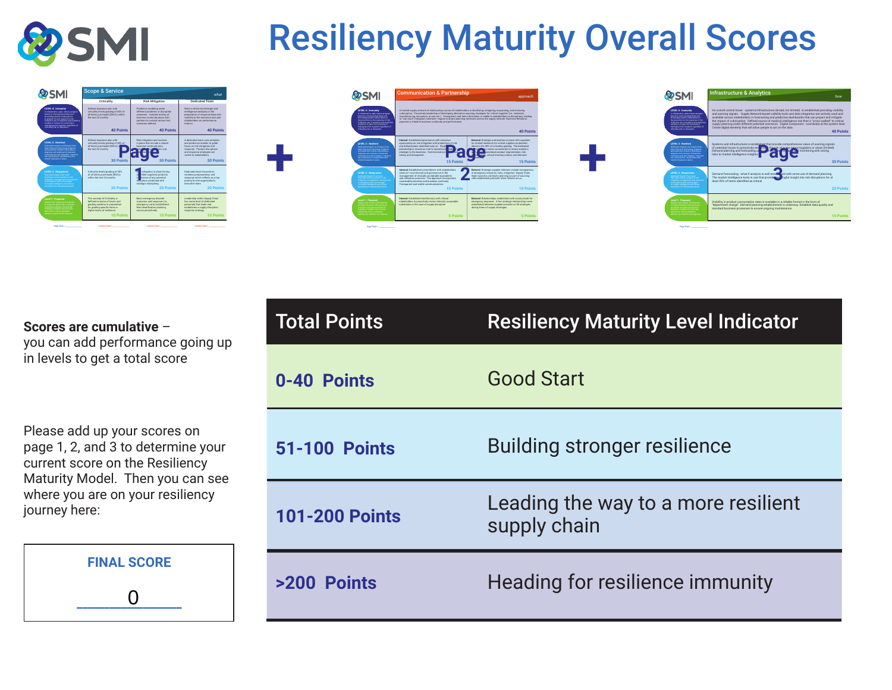# Resiliency Maturity Overall Scores

Page 1 + Page 2 + Page 3

**Scores are cumulative** – you can add performance going up in levels to get a total score

Please add up your scores on page 1, 2, and 3 to determine your current score on the Resiliency Maturity Model. Then you can see where you are on your resiliency journey here:

**FINAL SCORE**

0

| Total Points | Resiliency Maturity Level Indicator |
|---|---|
| 0-40 Points | Good Start |
| 51-100 Points | Building stronger resilience |
| 101-200 Points | Leading the way to a more resilient supply chain |
| >200 Points | Heading for resilience immunity |